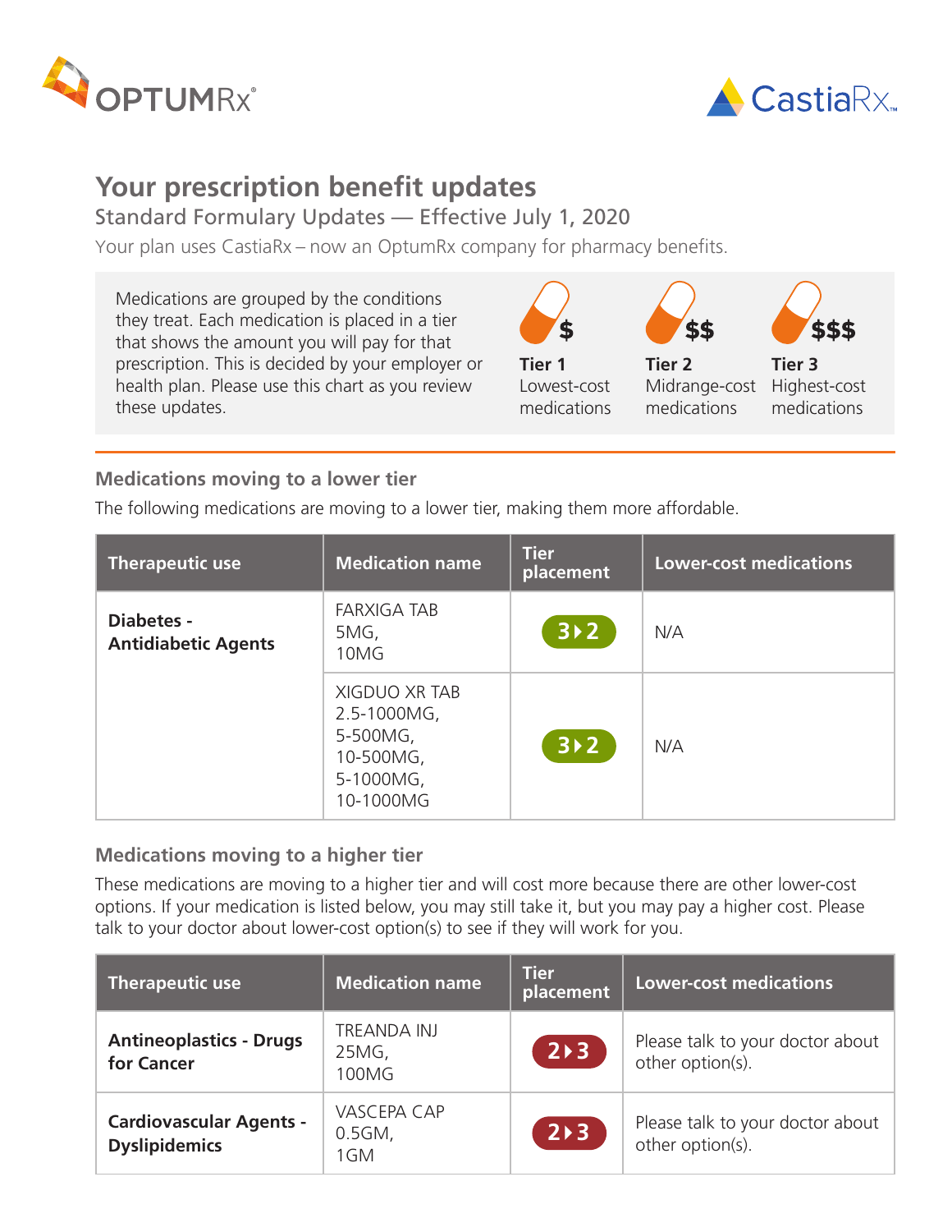OPTUMRx®

CastiaRx™

# Your prescription benefit updates

## Standard Formulary Updates — Effective July 1, 2020

Your plan uses CastiaRx – now an OptumRx company for pharmacy benefits.

Medications are grouped by the conditions they treat. Each medication is placed in a tier that shows the amount you will pay for that prescription. This is decided by your employer or health plan. Please use this chart as you review these updates.

| $ | $$ | $$$ |
|---|---|---|
| **Tier 1** Lowest-cost medications | **Tier 2** Midrange-cost medications | **Tier 3** Highest-cost medications |

### Medications moving to a lower tier

The following medications are moving to a lower tier, making them more affordable.

| Therapeutic use | Medication name | Tier placement | Lower-cost medications |
|---|---|---|---|
| **Diabetes - Antidiabetic Agents** | FARXIGA TAB 5MG, 10MG | 3 ▸ 2 | N/A |
| | XIGDUO XR TAB 2.5-1000MG, 5-500MG, 10-500MG, 5-1000MG, 10-1000MG | 3 ▸ 2 | N/A |

### Medications moving to a higher tier

These medications are moving to a higher tier and will cost more because there are other lower-cost options. If your medication is listed below, you may still take it, but you may pay a higher cost. Please talk to your doctor about lower-cost option(s) to see if they will work for you.

| Therapeutic use | Medication name | Tier placement | Lower-cost medications |
|---|---|---|---|
| **Antineoplastics - Drugs for Cancer** | TREANDA INJ 25MG, 100MG | 2 ▸ 3 | Please talk to your doctor about other option(s). |
| **Cardiovascular Agents - Dyslipidemics** | VASCEPA CAP 0.5GM, 1GM | 2 ▸ 3 | Please talk to your doctor about other option(s). |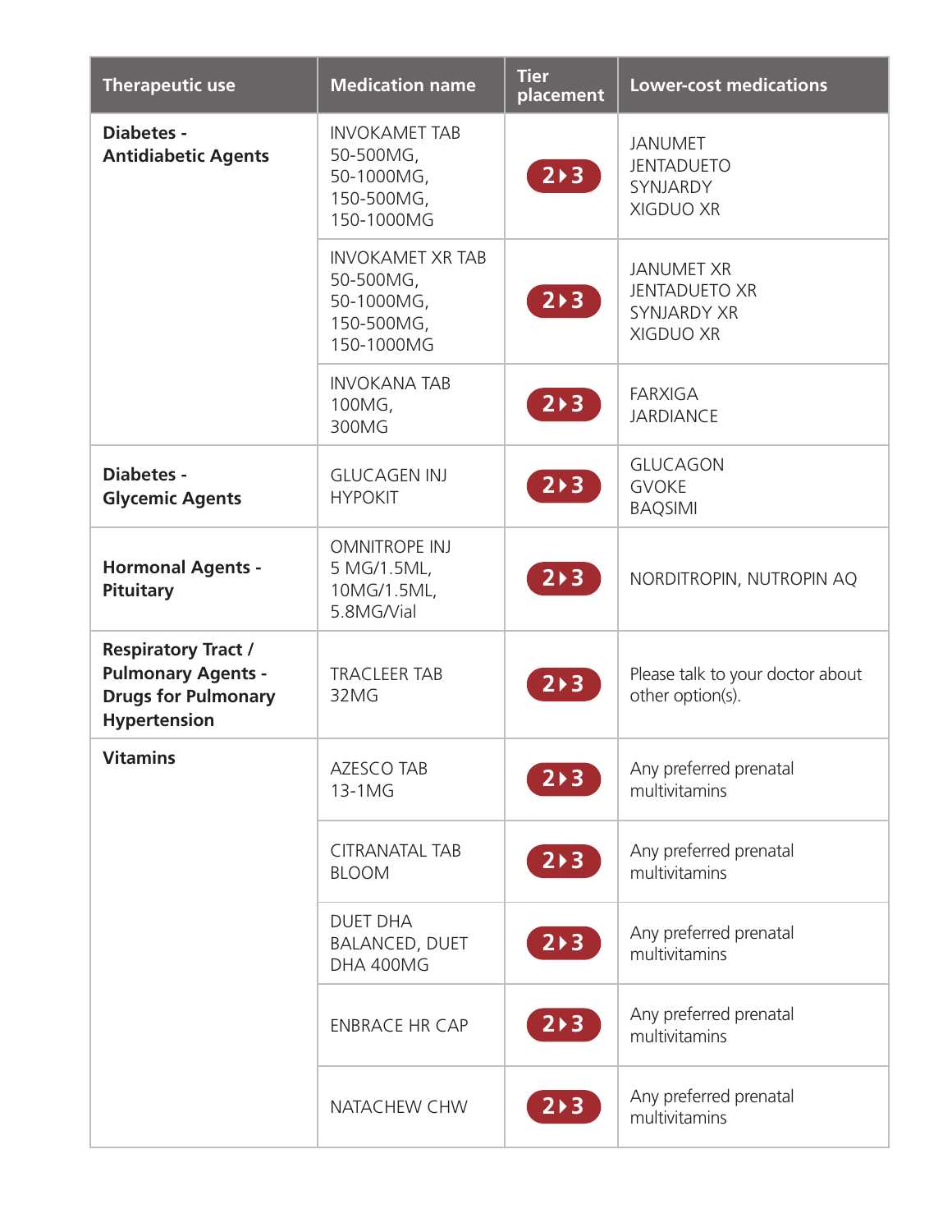| Therapeutic use | Medication name | Tier placement | Lower-cost medications |
|---|---|---|---|
| **Diabetes - Antidiabetic Agents** | INVOKAMET TAB 50-500MG, 50-1000MG, 150-500MG, 150-1000MG | 2 ▸ 3 | JANUMET<br>JENTADUETO<br>SYNJARDY<br>XIGDUO XR |
| | INVOKAMET XR TAB 50-500MG, 50-1000MG, 150-500MG, 150-1000MG | 2 ▸ 3 | JANUMET XR<br>JENTADUETO XR<br>SYNJARDY XR<br>XIGDUO XR |
| | INVOKANA TAB 100MG, 300MG | 2 ▸ 3 | FARXIGA<br>JARDIANCE |
| **Diabetes - Glycemic Agents** | GLUCAGEN INJ HYPOKIT | 2 ▸ 3 | GLUCAGON<br>GVOKE<br>BAQSIMI |
| **Hormonal Agents - Pituitary** | OMNITROPE INJ 5 MG/1.5ML, 10MG/1.5ML, 5.8MG/Vial | 2 ▸ 3 | NORDITROPIN, NUTROPIN AQ |
| **Respiratory Tract / Pulmonary Agents - Drugs for Pulmonary Hypertension** | TRACLEER TAB 32MG | 2 ▸ 3 | Please talk to your doctor about other option(s). |
| **Vitamins** | AZESCO TAB 13-1MG | 2 ▸ 3 | Any preferred prenatal multivitamins |
| | CITRANATAL TAB BLOOM | 2 ▸ 3 | Any preferred prenatal multivitamins |
| | DUET DHA BALANCED, DUET DHA 400MG | 2 ▸ 3 | Any preferred prenatal multivitamins |
| | ENBRACE HR CAP | 2 ▸ 3 | Any preferred prenatal multivitamins |
| | NATACHEW CHW | 2 ▸ 3 | Any preferred prenatal multivitamins |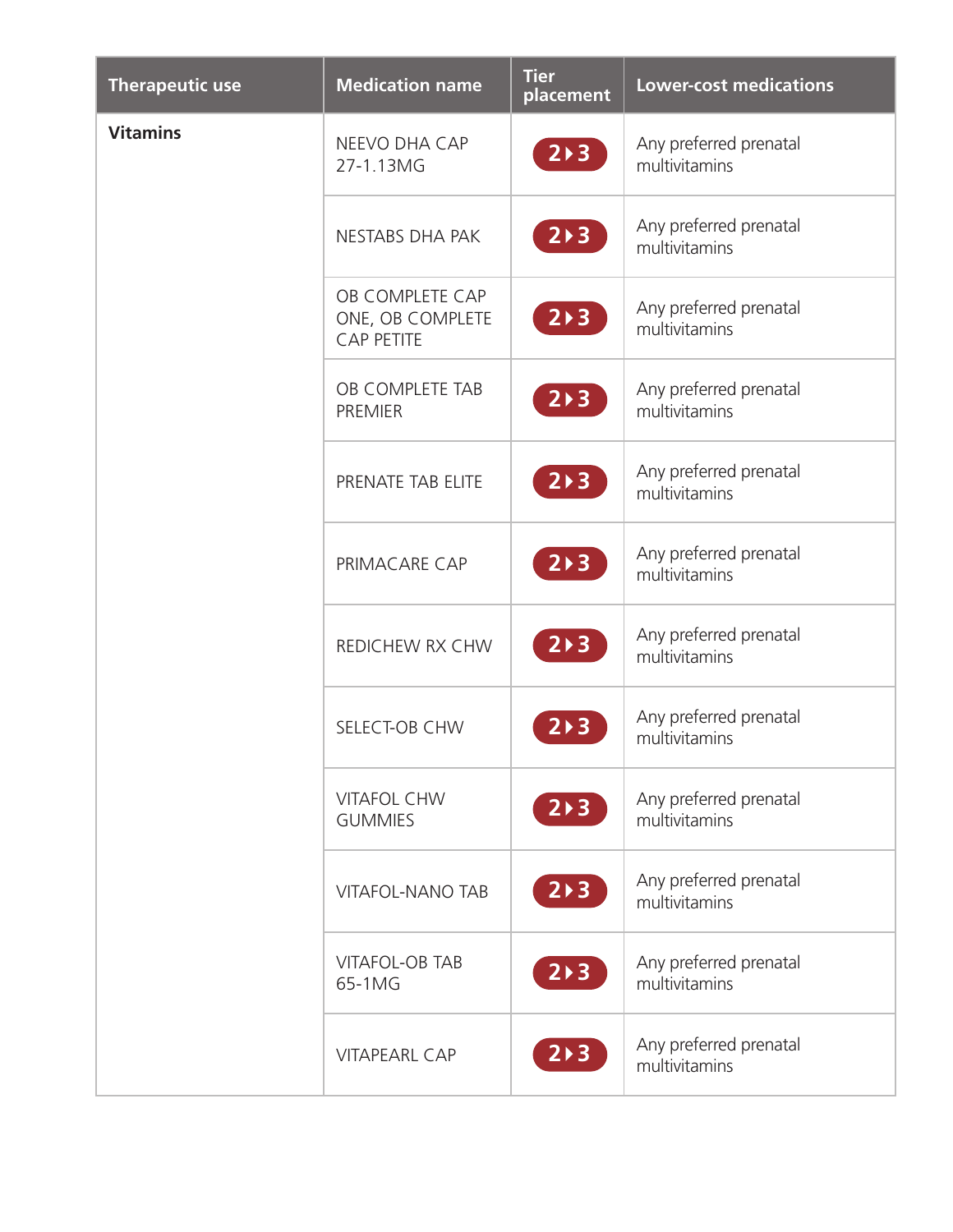| Therapeutic use | Medication name | Tier placement | Lower-cost medications |
|---|---|---|---|
| **Vitamins** | NEEVO DHA CAP 27-1.13MG | 2 ▸ 3 | Any preferred prenatal multivitamins |
| | NESTABS DHA PAK | 2 ▸ 3 | Any preferred prenatal multivitamins |
| | OB COMPLETE CAP ONE, OB COMPLETE CAP PETITE | 2 ▸ 3 | Any preferred prenatal multivitamins |
| | OB COMPLETE TAB PREMIER | 2 ▸ 3 | Any preferred prenatal multivitamins |
| | PRENATE TAB ELITE | 2 ▸ 3 | Any preferred prenatal multivitamins |
| | PRIMACARE CAP | 2 ▸ 3 | Any preferred prenatal multivitamins |
| | REDICHEW RX CHW | 2 ▸ 3 | Any preferred prenatal multivitamins |
| | SELECT-OB CHW | 2 ▸ 3 | Any preferred prenatal multivitamins |
| | VITAFOL CHW GUMMIES | 2 ▸ 3 | Any preferred prenatal multivitamins |
| | VITAFOL-NANO TAB | 2 ▸ 3 | Any preferred prenatal multivitamins |
| | VITAFOL-OB TAB 65-1MG | 2 ▸ 3 | Any preferred prenatal multivitamins |
| | VITAPEARL CAP | 2 ▸ 3 | Any preferred prenatal multivitamins |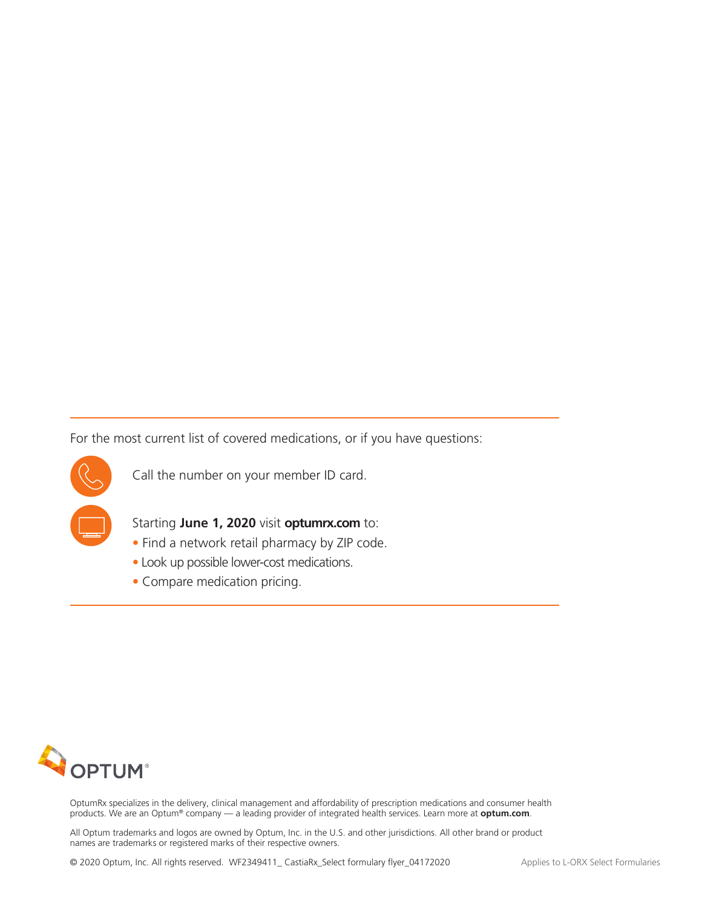For the most current list of covered medications, or if you have questions:

Call the number on your member ID card.

Starting **June 1, 2020** visit **optumrx.com** to:

- Find a network retail pharmacy by ZIP code.
- Look up possible lower-cost medications.
- Compare medication pricing.

OPTUM®

OptumRx specializes in the delivery, clinical management and affordability of prescription medications and consumer health products. We are an Optum® company — a leading provider of integrated health services. Learn more at **optum.com**.

All Optum trademarks and logos are owned by Optum, Inc. in the U.S. and other jurisdictions. All other brand or product names are trademarks or registered marks of their respective owners.

© 2020 Optum, Inc. All rights reserved. WF2349411_ CastiaRx_Select formulary flyer_04172020

Applies to L-ORX Select Formularies